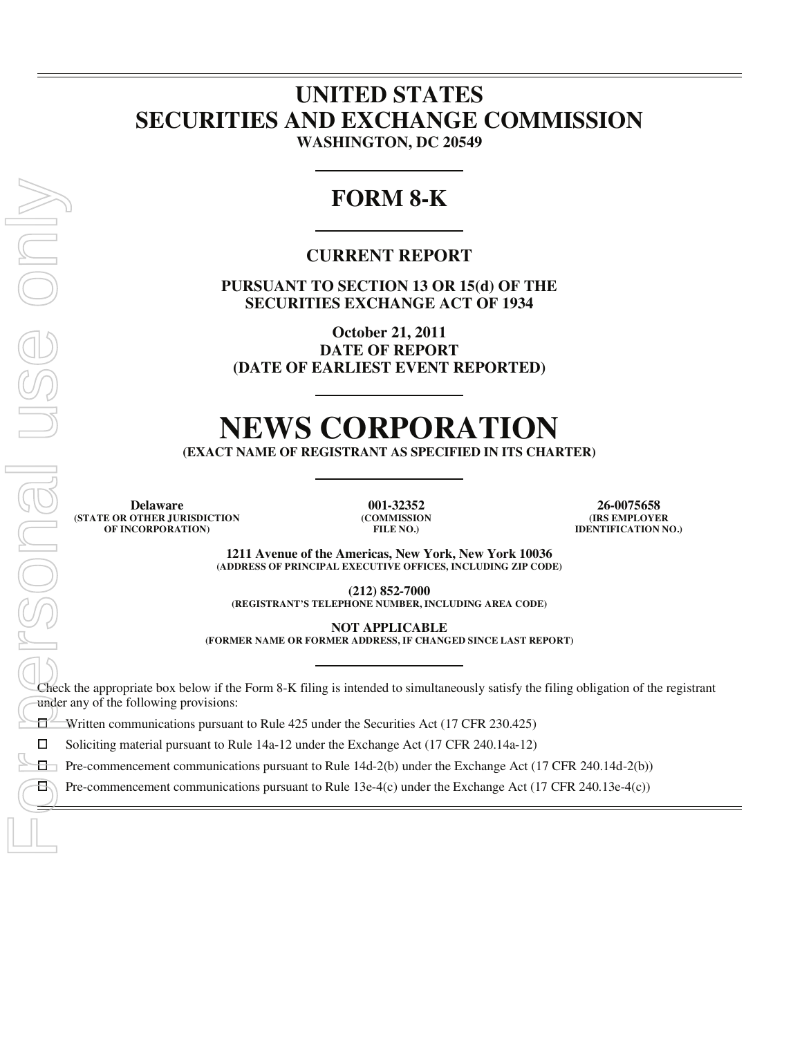# UNITED STATES
# SECURITIES AND EXCHANGE COMMISSION

**WASHINGTON, DC 20549**

---

## FORM 8-K

---

### CURRENT REPORT

**PURSUANT TO SECTION 13 OR 15(d) OF THE SECURITIES EXCHANGE ACT OF 1934**

**October 21, 2011**
**DATE OF REPORT**
**(DATE OF EARLIEST EVENT REPORTED)**

---

# NEWS CORPORATION

**(EXACT NAME OF REGISTRANT AS SPECIFIED IN ITS CHARTER)**

---

| Delaware | 001-32352 | 26-0075658 |
|---|---|---|
| (STATE OR OTHER JURISDICTION OF INCORPORATION) | (COMMISSION FILE NO.) | (IRS EMPLOYER IDENTIFICATION NO.) |

**1211 Avenue of the Americas, New York, New York 10036**
**(ADDRESS OF PRINCIPAL EXECUTIVE OFFICES, INCLUDING ZIP CODE)**

**(212) 852-7000**
**(REGISTRANT'S TELEPHONE NUMBER, INCLUDING AREA CODE)**

**NOT APPLICABLE**
**(FORMER NAME OR FORMER ADDRESS, IF CHANGED SINCE LAST REPORT)**

---

Check the appropriate box below if the Form 8-K filing is intended to simultaneously satisfy the filing obligation of the registrant under any of the following provisions:

☐ Written communications pursuant to Rule 425 under the Securities Act (17 CFR 230.425)

☐ Soliciting material pursuant to Rule 14a-12 under the Exchange Act (17 CFR 240.14a-12)

☐ Pre-commencement communications pursuant to Rule 14d-2(b) under the Exchange Act (17 CFR 240.14d-2(b))

☐ Pre-commencement communications pursuant to Rule 13e-4(c) under the Exchange Act (17 CFR 240.13e-4(c))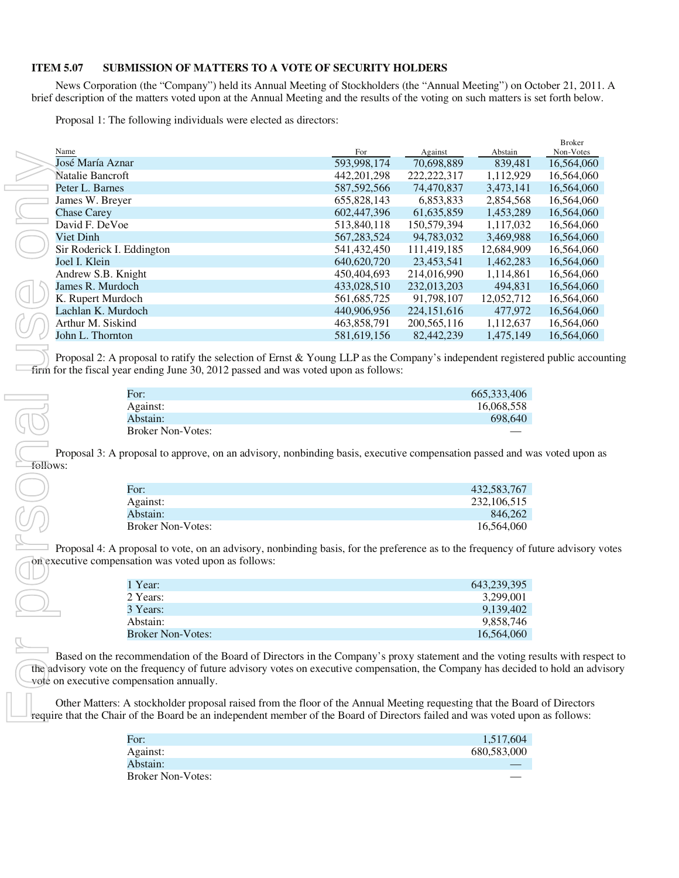**ITEM 5.07 SUBMISSION OF MATTERS TO A VOTE OF SECURITY HOLDERS**

News Corporation (the "Company") held its Annual Meeting of Stockholders (the "Annual Meeting") on October 21, 2011. A brief description of the matters voted upon at the Annual Meeting and the results of the voting on such matters is set forth below.

Proposal 1: The following individuals were elected as directors:

| Name | For | Against | Abstain | Broker Non-Votes |
|---|---|---|---|---|
| José María Aznar | 593,998,174 | 70,698,889 | 839,481 | 16,564,060 |
| Natalie Bancroft | 442,201,298 | 222,222,317 | 1,112,929 | 16,564,060 |
| Peter L. Barnes | 587,592,566 | 74,470,837 | 3,473,141 | 16,564,060 |
| James W. Breyer | 655,828,143 | 6,853,833 | 2,854,568 | 16,564,060 |
| Chase Carey | 602,447,396 | 61,635,859 | 1,453,289 | 16,564,060 |
| David F. DeVoe | 513,840,118 | 150,579,394 | 1,117,032 | 16,564,060 |
| Viet Dinh | 567,283,524 | 94,783,032 | 3,469,988 | 16,564,060 |
| Sir Roderick I. Eddington | 541,432,450 | 111,419,185 | 12,684,909 | 16,564,060 |
| Joel I. Klein | 640,620,720 | 23,453,541 | 1,462,283 | 16,564,060 |
| Andrew S.B. Knight | 450,404,693 | 214,016,990 | 1,114,861 | 16,564,060 |
| James R. Murdoch | 433,028,510 | 232,013,203 | 494,831 | 16,564,060 |
| K. Rupert Murdoch | 561,685,725 | 91,798,107 | 12,052,712 | 16,564,060 |
| Lachlan K. Murdoch | 440,906,956 | 224,151,616 | 477,972 | 16,564,060 |
| Arthur M. Siskind | 463,858,791 | 200,565,116 | 1,112,637 | 16,564,060 |
| John L. Thornton | 581,619,156 | 82,442,239 | 1,475,149 | 16,564,060 |

Proposal 2: A proposal to ratify the selection of Ernst & Young LLP as the Company's independent registered public accounting firm for the fiscal year ending June 30, 2012 passed and was voted upon as follows:

| | |
|---|---|
| For: | 665,333,406 |
| Against: | 16,068,558 |
| Abstain: | 698,640 |
| Broker Non-Votes: | — |

Proposal 3: A proposal to approve, on an advisory, nonbinding basis, executive compensation passed and was voted upon as follows:

| | |
|---|---|
| For: | 432,583,767 |
| Against: | 232,106,515 |
| Abstain: | 846,262 |
| Broker Non-Votes: | 16,564,060 |

Proposal 4: A proposal to vote, on an advisory, nonbinding basis, for the preference as to the frequency of future advisory votes on executive compensation was voted upon as follows:

| | |
|---|---|
| 1 Year: | 643,239,395 |
| 2 Years: | 3,299,001 |
| 3 Years: | 9,139,402 |
| Abstain: | 9,858,746 |
| Broker Non-Votes: | 16,564,060 |

Based on the recommendation of the Board of Directors in the Company's proxy statement and the voting results with respect to the advisory vote on the frequency of future advisory votes on executive compensation, the Company has decided to hold an advisory vote on executive compensation annually.

Other Matters: A stockholder proposal raised from the floor of the Annual Meeting requesting that the Board of Directors require that the Chair of the Board be an independent member of the Board of Directors failed and was voted upon as follows:

| | |
|---|---|
| For: | 1,517,604 |
| Against: | 680,583,000 |
| Abstain: | — |
| Broker Non-Votes: | — |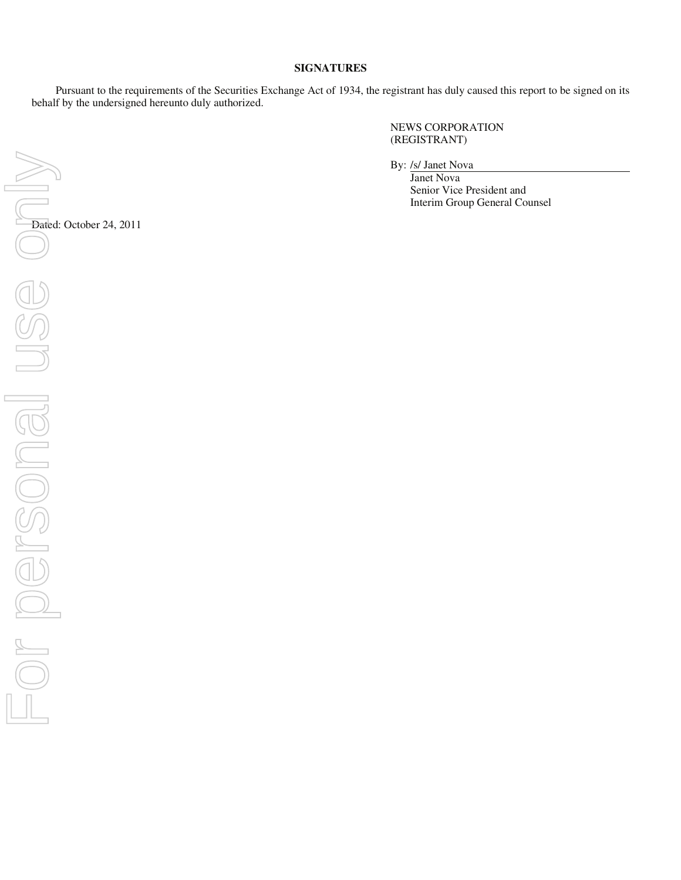**SIGNATURES**

Pursuant to the requirements of the Securities Exchange Act of 1934, the registrant has duly caused this report to be signed on its behalf by the undersigned hereunto duly authorized.

NEWS CORPORATION
(REGISTRANT)

By: /s/ Janet Nova
Janet Nova
Senior Vice President and
Interim Group General Counsel

Dated: October 24, 2011